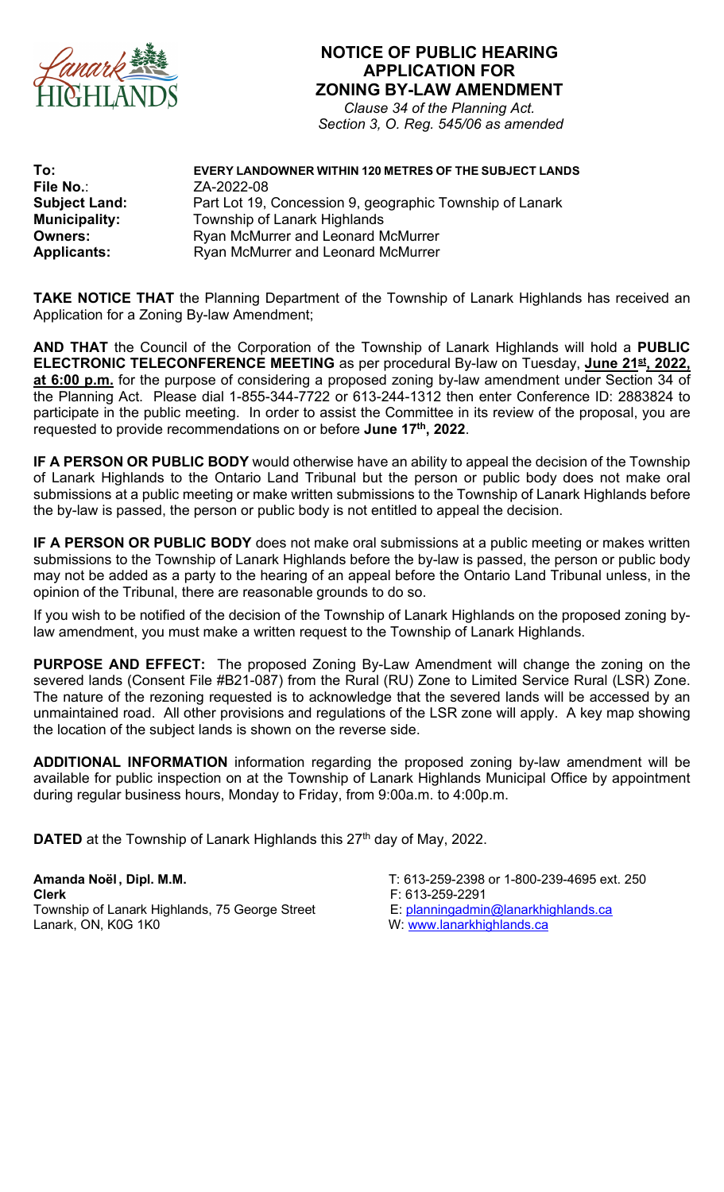# NOTICE OF PUBLIC HEARING
## APPLICATION FOR ZONING BY-LAW AMENDMENT

*Clause 34 of the Planning Act.*
*Section 3, O. Reg. 545/06 as amended*

| | |
|---|---|
| **To:** | **EVERY LANDOWNER WITHIN 120 METRES OF THE SUBJECT LANDS** |
| **File No.**: | ZA-2022-08 |
| **Subject Land:** | Part Lot 19, Concession 9, geographic Township of Lanark |
| **Municipality:** | Township of Lanark Highlands |
| **Owners:** | Ryan McMurrer and Leonard McMurrer |
| **Applicants:** | Ryan McMurrer and Leonard McMurrer |

**TAKE NOTICE THAT** the Planning Department of the Township of Lanark Highlands has received an Application for a Zoning By-law Amendment;

**AND THAT** the Council of the Corporation of the Township of Lanark Highlands will hold a **PUBLIC ELECTRONIC TELECONFERENCE MEETING** as per procedural By-law on Tuesday, **June 21st, 2022, at 6:00 p.m.** for the purpose of considering a proposed zoning by-law amendment under Section 34 of the Planning Act. Please dial 1-855-344-7722 or 613-244-1312 then enter Conference ID: 2883824 to participate in the public meeting. In order to assist the Committee in its review of the proposal, you are requested to provide recommendations on or before **June 17th, 2022**.

**IF A PERSON OR PUBLIC BODY** would otherwise have an ability to appeal the decision of the Township of Lanark Highlands to the Ontario Land Tribunal but the person or public body does not make oral submissions at a public meeting or make written submissions to the Township of Lanark Highlands before the by-law is passed, the person or public body is not entitled to appeal the decision.

**IF A PERSON OR PUBLIC BODY** does not make oral submissions at a public meeting or makes written submissions to the Township of Lanark Highlands before the by-law is passed, the person or public body may not be added as a party to the hearing of an appeal before the Ontario Land Tribunal unless, in the opinion of the Tribunal, there are reasonable grounds to do so.

If you wish to be notified of the decision of the Township of Lanark Highlands on the proposed zoning by-law amendment, you must make a written request to the Township of Lanark Highlands.

**PURPOSE AND EFFECT:** The proposed Zoning By-Law Amendment will change the zoning on the severed lands (Consent File #B21-087) from the Rural (RU) Zone to Limited Service Rural (LSR) Zone. The nature of the rezoning requested is to acknowledge that the severed lands will be accessed by an unmaintained road. All other provisions and regulations of the LSR zone will apply. A key map showing the location of the subject lands is shown on the reverse side.

**ADDITIONAL INFORMATION** information regarding the proposed zoning by-law amendment will be available for public inspection on at the Township of Lanark Highlands Municipal Office by appointment during regular business hours, Monday to Friday, from 9:00a.m. to 4:00p.m.

**DATED** at the Township of Lanark Highlands this 27th day of May, 2022.

**Amanda Noël, Dipl. M.M.**
**Clerk**
Township of Lanark Highlands, 75 George Street
Lanark, ON, K0G 1K0

T: 613-259-2398 or 1-800-239-4695 ext. 250
F: 613-259-2291
E: planningadmin@lanarkhighlands.ca
W: www.lanarkhighlands.ca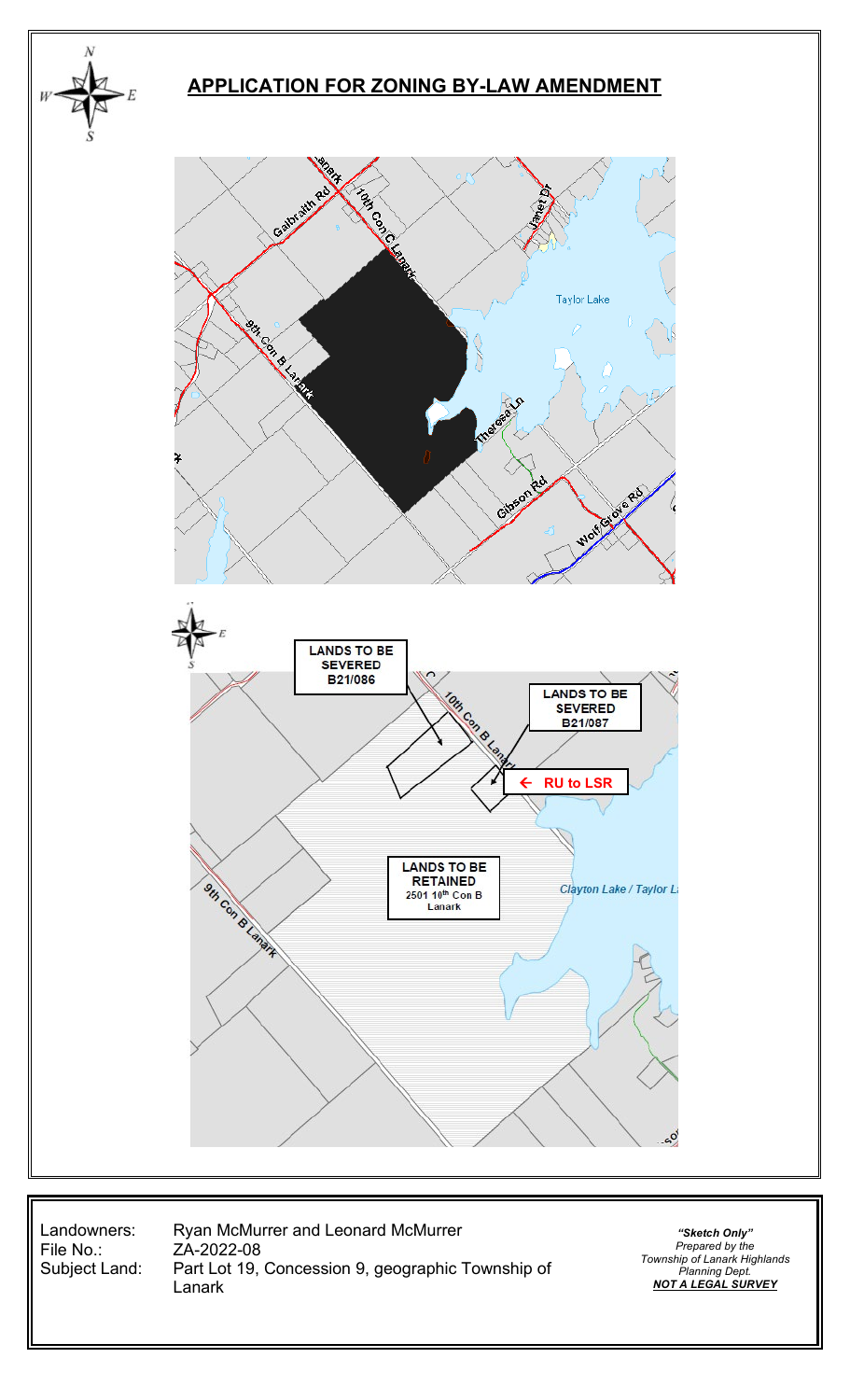## APPLICATION FOR ZONING BY-LAW AMENDMENT

Galbraith Rd

10th Con C Lanark

Janet Dr

Taylor Lake

9th Con B Lanark

Theresa Ln

Gibson Rd

Wolf Grove Rd

**LANDS TO BE SEVERED B21/086**

**LANDS TO BE SEVERED B21/087**

10th Con B Lanark

**← RU to LSR**

**LANDS TO BE RETAINED**
**2501 10th Con B Lanark**

Clayton Lake / Taylor Lake

9th Con B Lanark

| | |
|---|---|
| Landowners: | Ryan McMurrer and Leonard McMurrer |
| File No.: | ZA-2022-08 |
| Subject Land: | Part Lot 19, Concession 9, geographic Township of Lanark |

***"Sketch Only"***
*Prepared by the Township of Lanark Highlands Planning Dept.*
***NOT A LEGAL SURVEY***